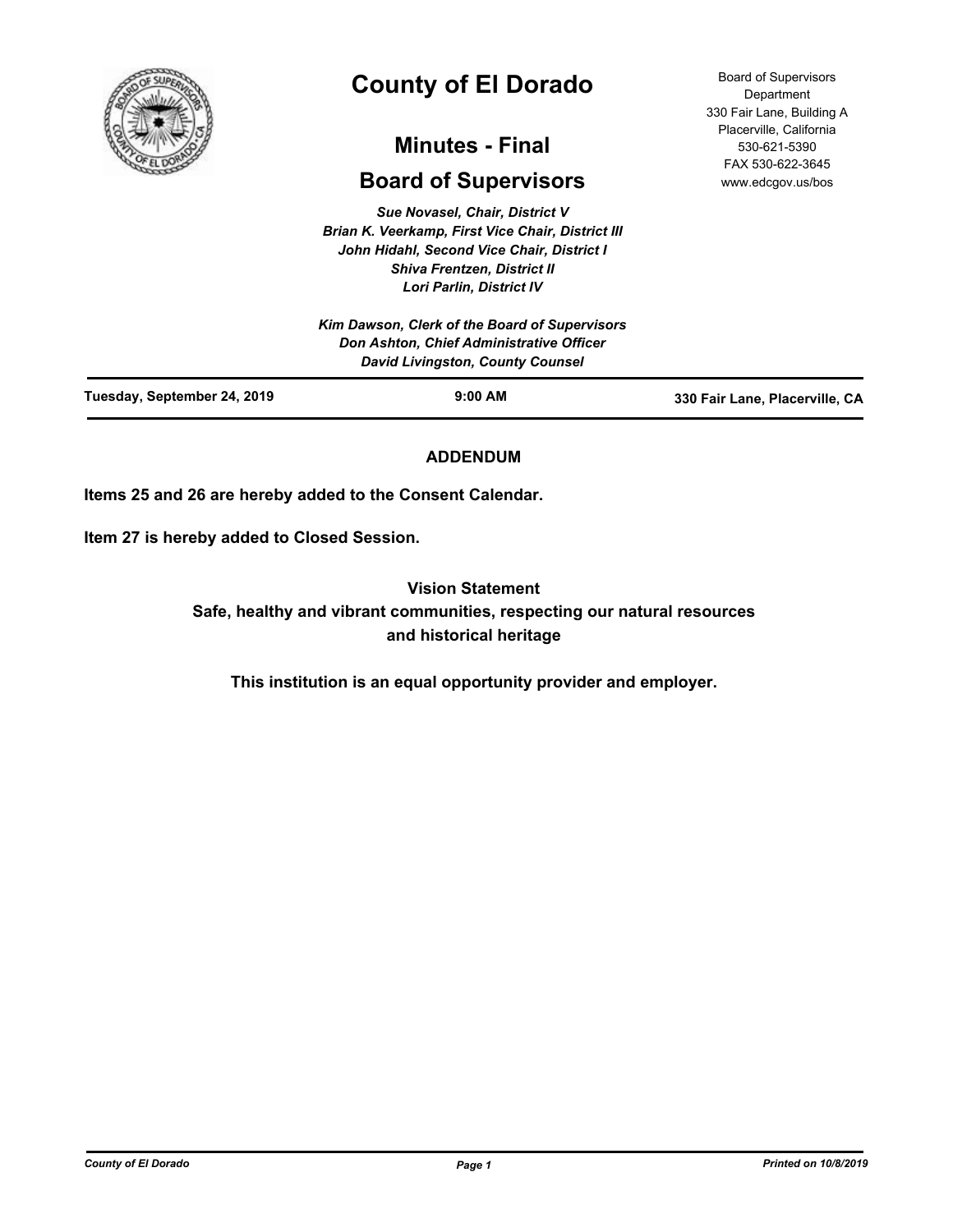# County of El Dorado

## Minutes - Final

## Board of Supervisors

Board of Supervisors Department
330 Fair Lane, Building A
Placerville, California
530-621-5390
FAX 530-622-3645
www.edcgov.us/bos

*Sue Novasel, Chair, District V*
*Brian K. Veerkamp, First Vice Chair, District III*
*John Hidahl, Second Vice Chair, District I*
*Shiva Frentzen, District II*
*Lori Parlin, District IV*

*Kim Dawson, Clerk of the Board of Supervisors*
*Don Ashton, Chief Administrative Officer*
*David Livingston, County Counsel*

| Tuesday, September 24, 2019 | 9:00 AM | 330 Fair Lane, Placerville, CA |
|---|---|---|

**ADDENDUM**

**Items 25 and 26 are hereby added to the Consent Calendar.**

**Item 27 is hereby added to Closed Session.**

**Vision Statement**
**Safe, healthy and vibrant communities, respecting our natural resources and historical heritage**

**This institution is an equal opportunity provider and employer.**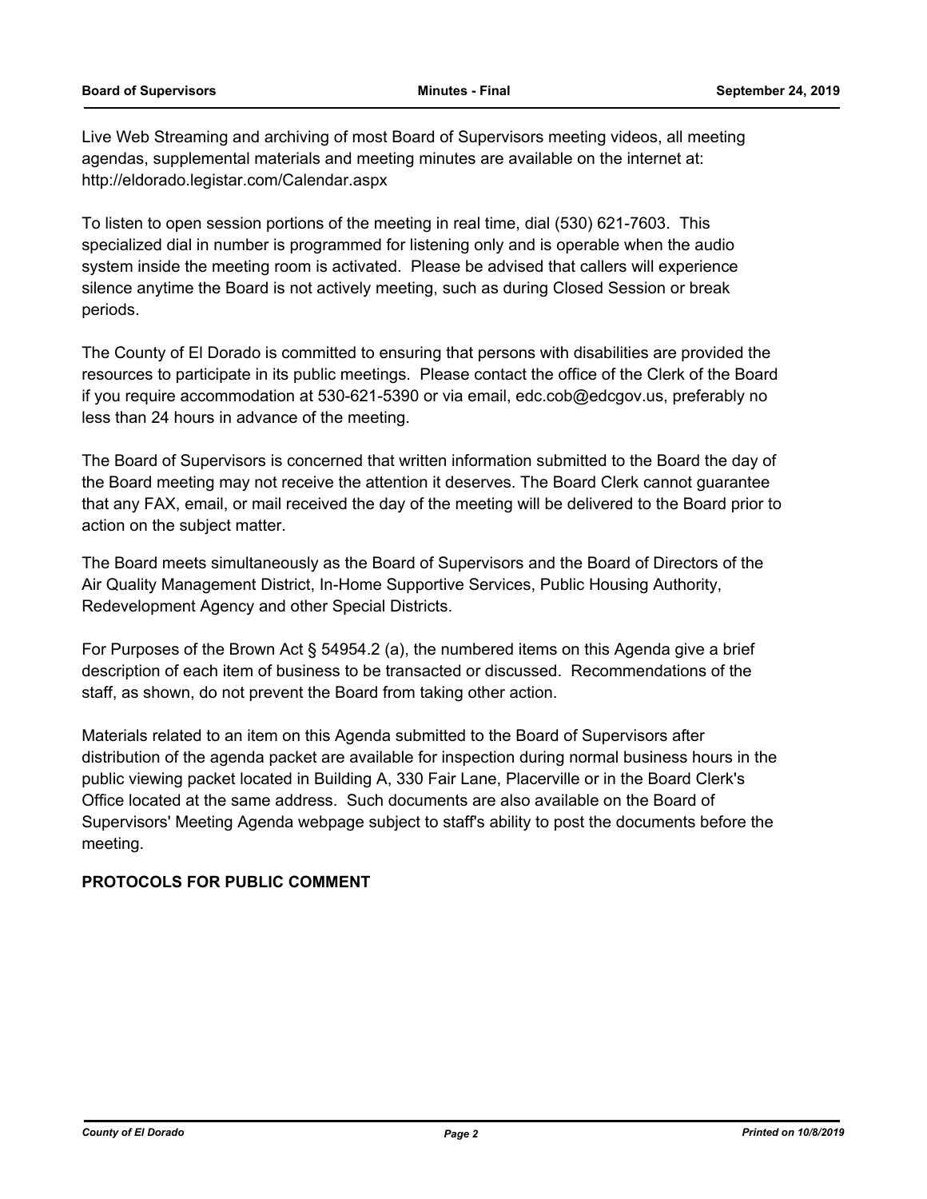Live Web Streaming and archiving of most Board of Supervisors meeting videos, all meeting agendas, supplemental materials and meeting minutes are available on the internet at: http://eldorado.legistar.com/Calendar.aspx

To listen to open session portions of the meeting in real time, dial (530) 621-7603. This specialized dial in number is programmed for listening only and is operable when the audio system inside the meeting room is activated. Please be advised that callers will experience silence anytime the Board is not actively meeting, such as during Closed Session or break periods.

The County of El Dorado is committed to ensuring that persons with disabilities are provided the resources to participate in its public meetings. Please contact the office of the Clerk of the Board if you require accommodation at 530-621-5390 or via email, edc.cob@edcgov.us, preferably no less than 24 hours in advance of the meeting.

The Board of Supervisors is concerned that written information submitted to the Board the day of the Board meeting may not receive the attention it deserves. The Board Clerk cannot guarantee that any FAX, email, or mail received the day of the meeting will be delivered to the Board prior to action on the subject matter.

The Board meets simultaneously as the Board of Supervisors and the Board of Directors of the Air Quality Management District, In-Home Supportive Services, Public Housing Authority, Redevelopment Agency and other Special Districts.

For Purposes of the Brown Act § 54954.2 (a), the numbered items on this Agenda give a brief description of each item of business to be transacted or discussed. Recommendations of the staff, as shown, do not prevent the Board from taking other action.

Materials related to an item on this Agenda submitted to the Board of Supervisors after distribution of the agenda packet are available for inspection during normal business hours in the public viewing packet located in Building A, 330 Fair Lane, Placerville or in the Board Clerk's Office located at the same address. Such documents are also available on the Board of Supervisors' Meeting Agenda webpage subject to staff's ability to post the documents before the meeting.

**PROTOCOLS FOR PUBLIC COMMENT**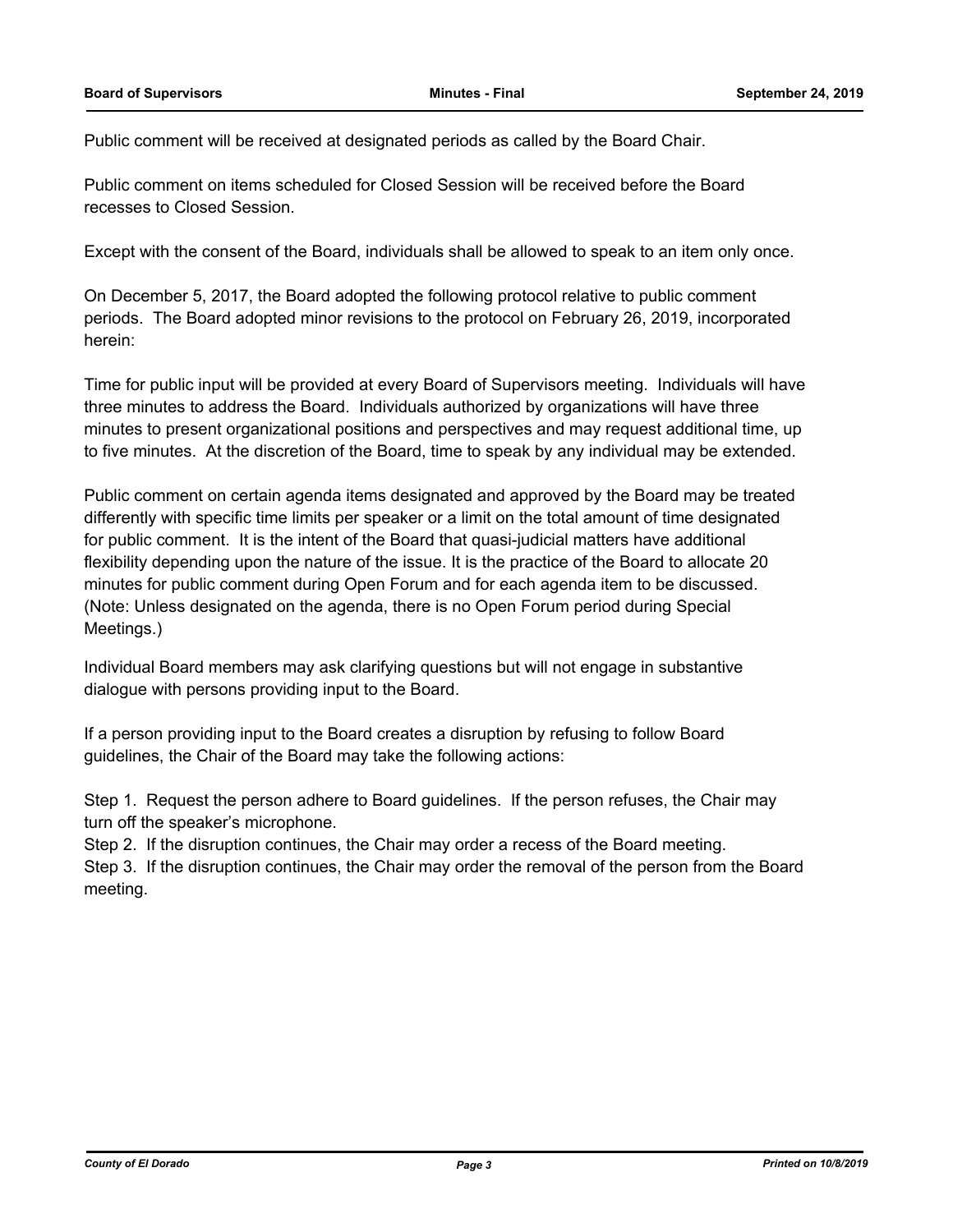Public comment will be received at designated periods as called by the Board Chair.

Public comment on items scheduled for Closed Session will be received before the Board recesses to Closed Session.

Except with the consent of the Board, individuals shall be allowed to speak to an item only once.

On December 5, 2017, the Board adopted the following protocol relative to public comment periods. The Board adopted minor revisions to the protocol on February 26, 2019, incorporated herein:

Time for public input will be provided at every Board of Supervisors meeting. Individuals will have three minutes to address the Board. Individuals authorized by organizations will have three minutes to present organizational positions and perspectives and may request additional time, up to five minutes. At the discretion of the Board, time to speak by any individual may be extended.

Public comment on certain agenda items designated and approved by the Board may be treated differently with specific time limits per speaker or a limit on the total amount of time designated for public comment. It is the intent of the Board that quasi-judicial matters have additional flexibility depending upon the nature of the issue. It is the practice of the Board to allocate 20 minutes for public comment during Open Forum and for each agenda item to be discussed. (Note: Unless designated on the agenda, there is no Open Forum period during Special Meetings.)

Individual Board members may ask clarifying questions but will not engage in substantive dialogue with persons providing input to the Board.

If a person providing input to the Board creates a disruption by refusing to follow Board guidelines, the Chair of the Board may take the following actions:

Step 1. Request the person adhere to Board guidelines. If the person refuses, the Chair may turn off the speaker's microphone.
Step 2. If the disruption continues, the Chair may order a recess of the Board meeting.
Step 3. If the disruption continues, the Chair may order the removal of the person from the Board meeting.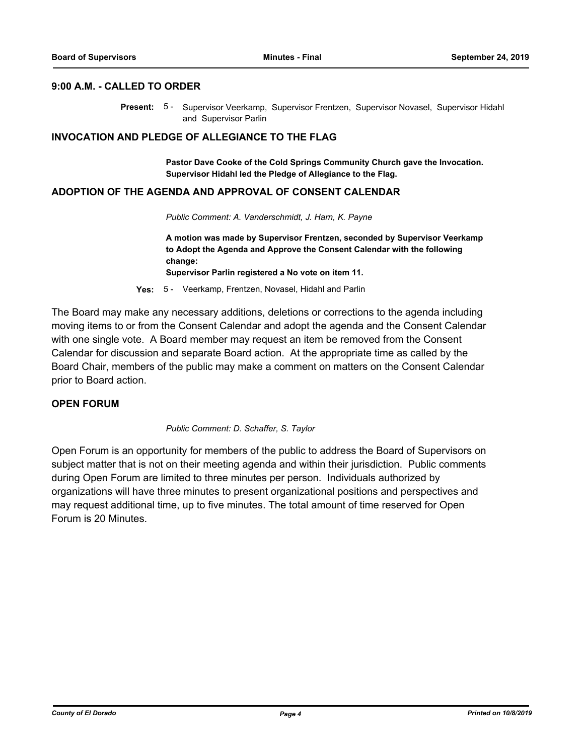## 9:00 A.M. - CALLED TO ORDER

**Present:** 5 - Supervisor Veerkamp, Supervisor Frentzen, Supervisor Novasel, Supervisor Hidahl and Supervisor Parlin

## INVOCATION AND PLEDGE OF ALLEGIANCE TO THE FLAG

**Pastor Dave Cooke of the Cold Springs Community Church gave the Invocation. Supervisor Hidahl led the Pledge of Allegiance to the Flag.**

## ADOPTION OF THE AGENDA AND APPROVAL OF CONSENT CALENDAR

*Public Comment: A. Vanderschmidt, J. Harn, K. Payne*

**A motion was made by Supervisor Frentzen, seconded by Supervisor Veerkamp to Adopt the Agenda and Approve the Consent Calendar with the following change:**
**Supervisor Parlin registered a No vote on item 11.**

**Yes:** 5 - Veerkamp, Frentzen, Novasel, Hidahl and Parlin

The Board may make any necessary additions, deletions or corrections to the agenda including moving items to or from the Consent Calendar and adopt the agenda and the Consent Calendar with one single vote. A Board member may request an item be removed from the Consent Calendar for discussion and separate Board action. At the appropriate time as called by the Board Chair, members of the public may make a comment on matters on the Consent Calendar prior to Board action.

## OPEN FORUM

*Public Comment: D. Schaffer, S. Taylor*

Open Forum is an opportunity for members of the public to address the Board of Supervisors on subject matter that is not on their meeting agenda and within their jurisdiction. Public comments during Open Forum are limited to three minutes per person. Individuals authorized by organizations will have three minutes to present organizational positions and perspectives and may request additional time, up to five minutes. The total amount of time reserved for Open Forum is 20 Minutes.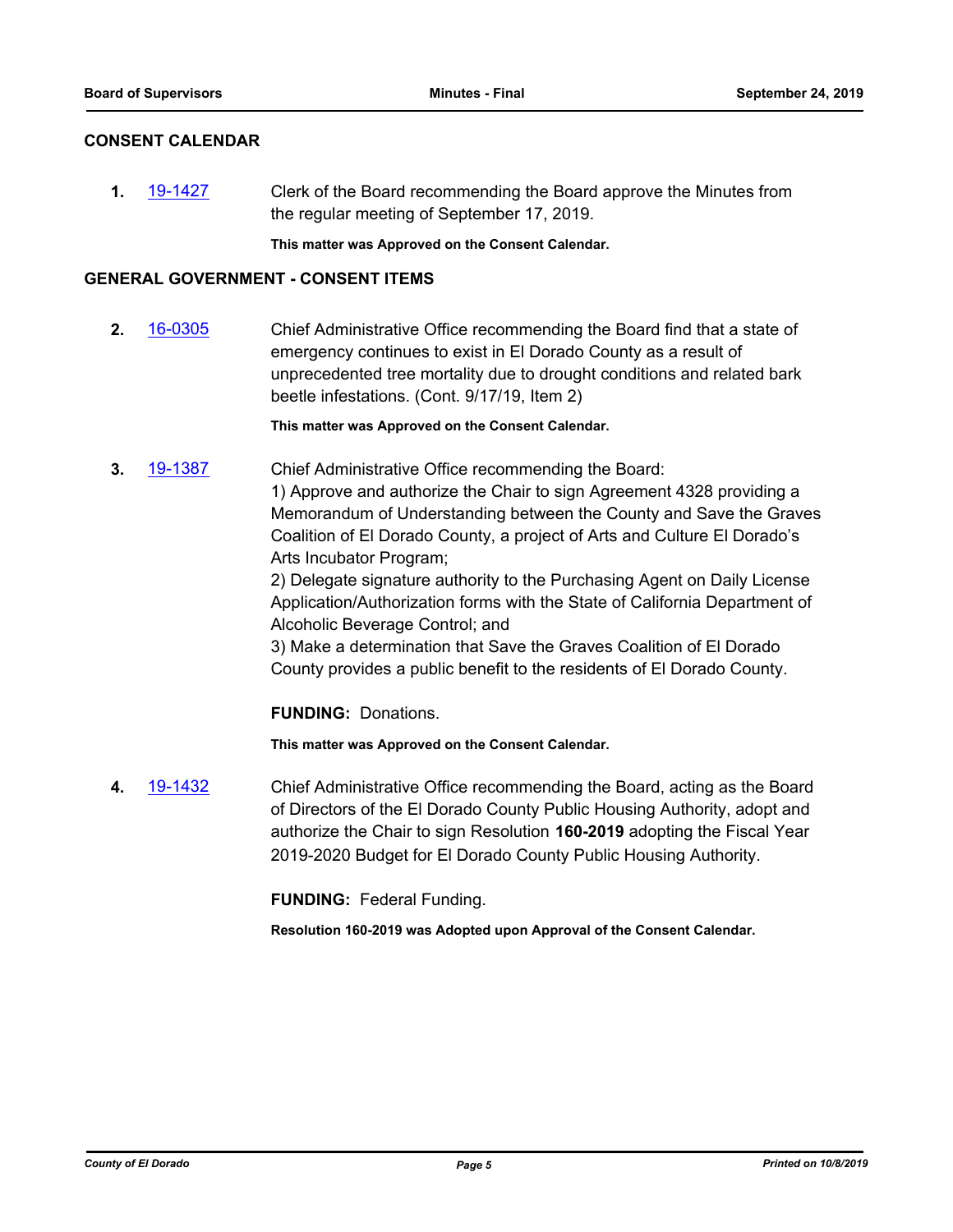## CONSENT CALENDAR

**1.** [19-1427](19-1427) Clerk of the Board recommending the Board approve the Minutes from the regular meeting of September 17, 2019.

**This matter was Approved on the Consent Calendar.**

## GENERAL GOVERNMENT - CONSENT ITEMS

**2.** [16-0305](16-0305) Chief Administrative Office recommending the Board find that a state of emergency continues to exist in El Dorado County as a result of unprecedented tree mortality due to drought conditions and related bark beetle infestations. (Cont. 9/17/19, Item 2)

**This matter was Approved on the Consent Calendar.**

**3.** [19-1387](19-1387) Chief Administrative Office recommending the Board:
1) Approve and authorize the Chair to sign Agreement 4328 providing a Memorandum of Understanding between the County and Save the Graves Coalition of El Dorado County, a project of Arts and Culture El Dorado's Arts Incubator Program;
2) Delegate signature authority to the Purchasing Agent on Daily License Application/Authorization forms with the State of California Department of Alcoholic Beverage Control; and
3) Make a determination that Save the Graves Coalition of El Dorado County provides a public benefit to the residents of El Dorado County.

**FUNDING:** Donations.

**This matter was Approved on the Consent Calendar.**

**4.** [19-1432](19-1432) Chief Administrative Office recommending the Board, acting as the Board of Directors of the El Dorado County Public Housing Authority, adopt and authorize the Chair to sign Resolution **160-2019** adopting the Fiscal Year 2019-2020 Budget for El Dorado County Public Housing Authority.

**FUNDING:** Federal Funding.

**Resolution 160-2019 was Adopted upon Approval of the Consent Calendar.**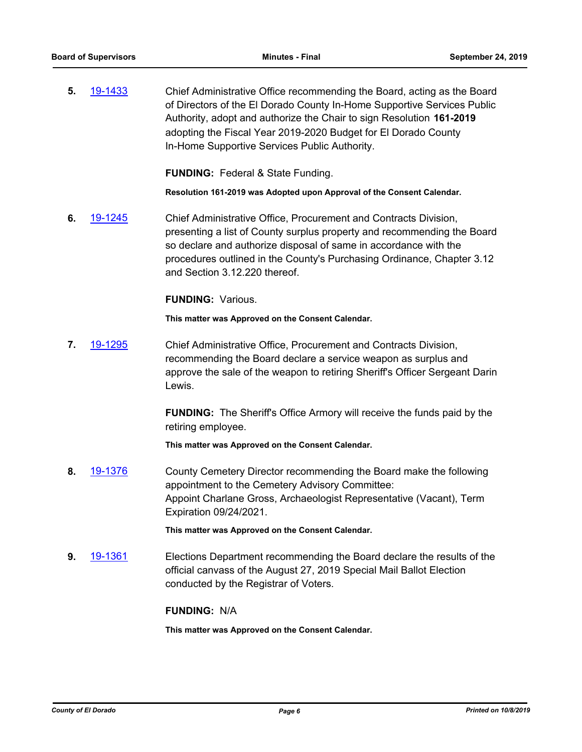**5.** 19-1433 Chief Administrative Office recommending the Board, acting as the Board of Directors of the El Dorado County In-Home Supportive Services Public Authority, adopt and authorize the Chair to sign Resolution **161-2019** adopting the Fiscal Year 2019-2020 Budget for El Dorado County In-Home Supportive Services Public Authority.

**FUNDING:** Federal & State Funding.

**Resolution 161-2019 was Adopted upon Approval of the Consent Calendar.**

**6.** 19-1245 Chief Administrative Office, Procurement and Contracts Division, presenting a list of County surplus property and recommending the Board so declare and authorize disposal of same in accordance with the procedures outlined in the County's Purchasing Ordinance, Chapter 3.12 and Section 3.12.220 thereof.

**FUNDING:** Various.

**This matter was Approved on the Consent Calendar.**

**7.** 19-1295 Chief Administrative Office, Procurement and Contracts Division, recommending the Board declare a service weapon as surplus and approve the sale of the weapon to retiring Sheriff's Officer Sergeant Darin Lewis.

**FUNDING:** The Sheriff's Office Armory will receive the funds paid by the retiring employee.

**This matter was Approved on the Consent Calendar.**

**8.** 19-1376 County Cemetery Director recommending the Board make the following appointment to the Cemetery Advisory Committee:
Appoint Charlane Gross, Archaeologist Representative (Vacant), Term Expiration 09/24/2021.

**This matter was Approved on the Consent Calendar.**

**9.** 19-1361 Elections Department recommending the Board declare the results of the official canvass of the August 27, 2019 Special Mail Ballot Election conducted by the Registrar of Voters.

**FUNDING:** N/A

**This matter was Approved on the Consent Calendar.**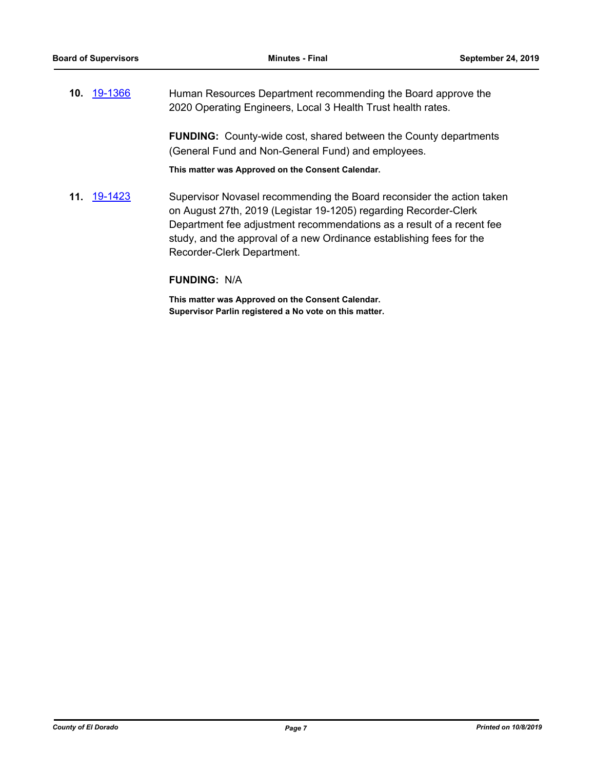**10.** [19-1366](19-1366) Human Resources Department recommending the Board approve the 2020 Operating Engineers, Local 3 Health Trust health rates.

**FUNDING:** County-wide cost, shared between the County departments (General Fund and Non-General Fund) and employees.

**This matter was Approved on the Consent Calendar.**

**11.** [19-1423](19-1423) Supervisor Novasel recommending the Board reconsider the action taken on August 27th, 2019 (Legistar 19-1205) regarding Recorder-Clerk Department fee adjustment recommendations as a result of a recent fee study, and the approval of a new Ordinance establishing fees for the Recorder-Clerk Department.

**FUNDING:** N/A

**This matter was Approved on the Consent Calendar.**
**Supervisor Parlin registered a No vote on this matter.**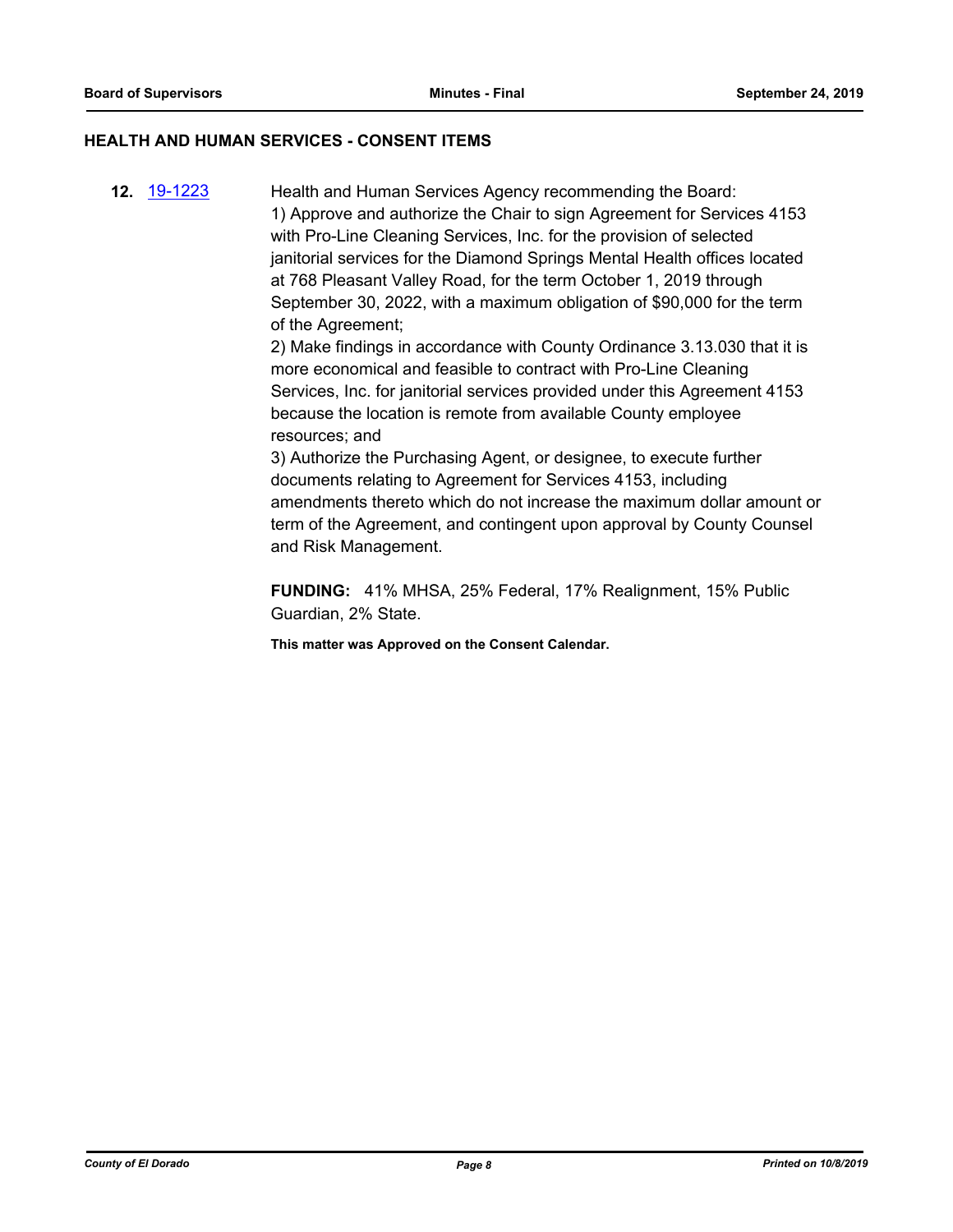## HEALTH AND HUMAN SERVICES - CONSENT ITEMS

**12.** [19-1223]

Health and Human Services Agency recommending the Board:
1) Approve and authorize the Chair to sign Agreement for Services 4153 with Pro-Line Cleaning Services, Inc. for the provision of selected janitorial services for the Diamond Springs Mental Health offices located at 768 Pleasant Valley Road, for the term October 1, 2019 through September 30, 2022, with a maximum obligation of $90,000 for the term of the Agreement;
2) Make findings in accordance with County Ordinance 3.13.030 that it is more economical and feasible to contract with Pro-Line Cleaning Services, Inc. for janitorial services provided under this Agreement 4153 because the location is remote from available County employee resources; and
3) Authorize the Purchasing Agent, or designee, to execute further documents relating to Agreement for Services 4153, including amendments thereto which do not increase the maximum dollar amount or term of the Agreement, and contingent upon approval by County Counsel and Risk Management.

**FUNDING:** 41% MHSA, 25% Federal, 17% Realignment, 15% Public Guardian, 2% State.

**This matter was Approved on the Consent Calendar.**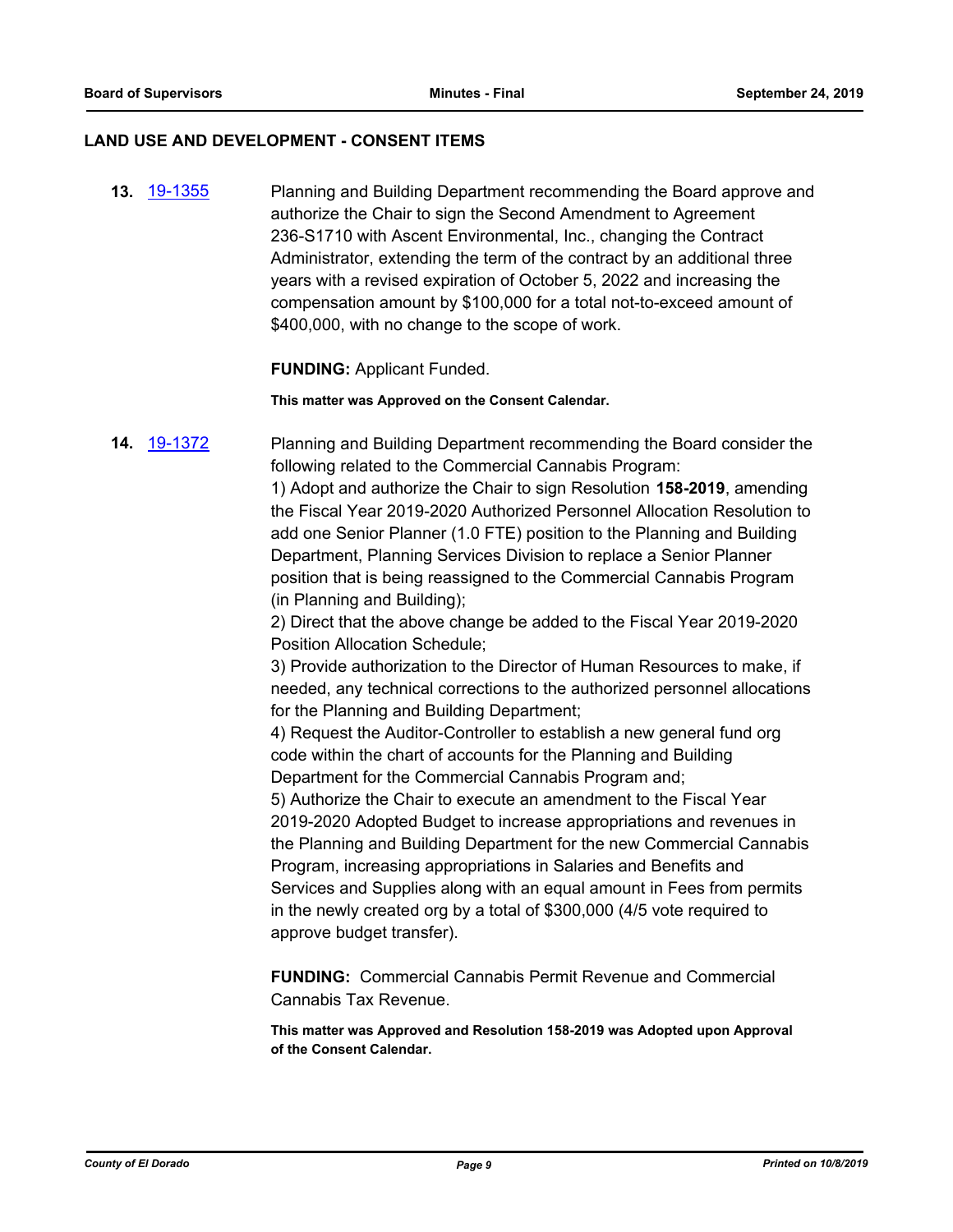## LAND USE AND DEVELOPMENT - CONSENT ITEMS

**13.** 19-1355 Planning and Building Department recommending the Board approve and authorize the Chair to sign the Second Amendment to Agreement 236-S1710 with Ascent Environmental, Inc., changing the Contract Administrator, extending the term of the contract by an additional three years with a revised expiration of October 5, 2022 and increasing the compensation amount by $100,000 for a total not-to-exceed amount of $400,000, with no change to the scope of work.

**FUNDING:** Applicant Funded.

**This matter was Approved on the Consent Calendar.**

**14.** 19-1372 Planning and Building Department recommending the Board consider the following related to the Commercial Cannabis Program:

1) Adopt and authorize the Chair to sign Resolution **158-2019**, amending the Fiscal Year 2019-2020 Authorized Personnel Allocation Resolution to add one Senior Planner (1.0 FTE) position to the Planning and Building Department, Planning Services Division to replace a Senior Planner position that is being reassigned to the Commercial Cannabis Program (in Planning and Building);
2) Direct that the above change be added to the Fiscal Year 2019-2020 Position Allocation Schedule;
3) Provide authorization to the Director of Human Resources to make, if needed, any technical corrections to the authorized personnel allocations for the Planning and Building Department;
4) Request the Auditor-Controller to establish a new general fund org code within the chart of accounts for the Planning and Building Department for the Commercial Cannabis Program and;
5) Authorize the Chair to execute an amendment to the Fiscal Year 2019-2020 Adopted Budget to increase appropriations and revenues in the Planning and Building Department for the new Commercial Cannabis Program, increasing appropriations in Salaries and Benefits and Services and Supplies along with an equal amount in Fees from permits in the newly created org by a total of $300,000 (4/5 vote required to approve budget transfer).

**FUNDING:** Commercial Cannabis Permit Revenue and Commercial Cannabis Tax Revenue.

**This matter was Approved and Resolution 158-2019 was Adopted upon Approval of the Consent Calendar.**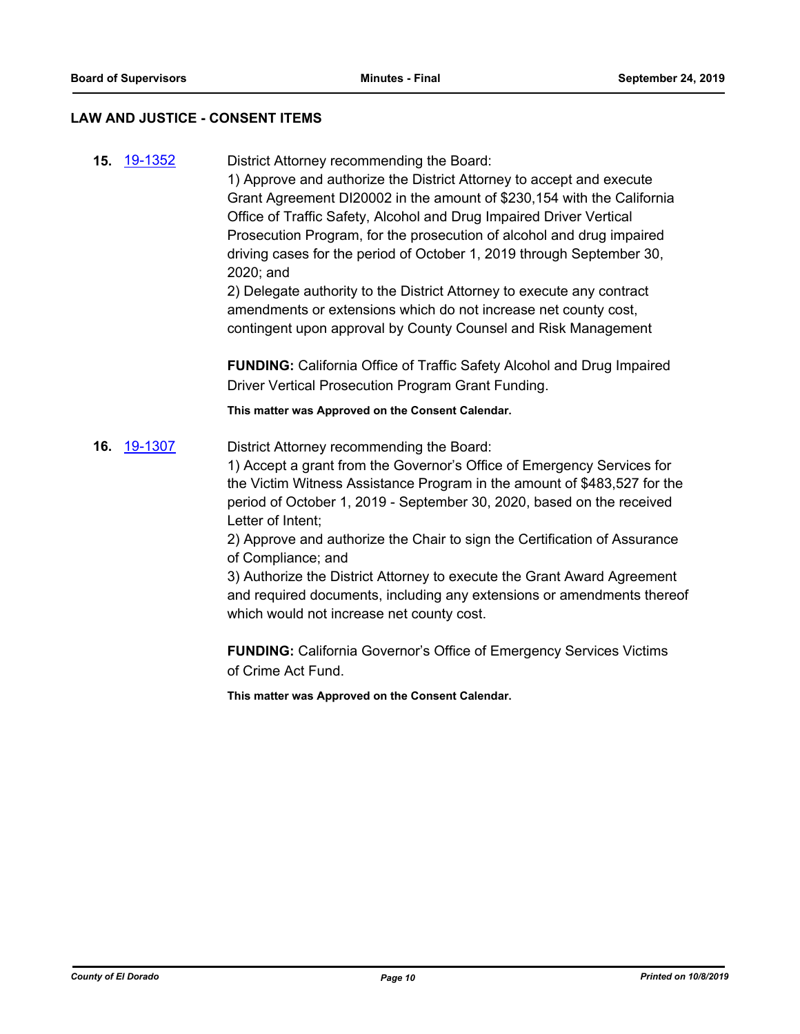## LAW AND JUSTICE - CONSENT ITEMS

**15.** 19-1352

District Attorney recommending the Board:
1) Approve and authorize the District Attorney to accept and execute Grant Agreement DI20002 in the amount of $230,154 with the California Office of Traffic Safety, Alcohol and Drug Impaired Driver Vertical Prosecution Program, for the prosecution of alcohol and drug impaired driving cases for the period of October 1, 2019 through September 30, 2020; and
2) Delegate authority to the District Attorney to execute any contract amendments or extensions which do not increase net county cost, contingent upon approval by County Counsel and Risk Management

**FUNDING:** California Office of Traffic Safety Alcohol and Drug Impaired Driver Vertical Prosecution Program Grant Funding.

**This matter was Approved on the Consent Calendar.**

**16.** 19-1307

District Attorney recommending the Board:
1) Accept a grant from the Governor's Office of Emergency Services for the Victim Witness Assistance Program in the amount of $483,527 for the period of October 1, 2019 - September 30, 2020, based on the received Letter of Intent;
2) Approve and authorize the Chair to sign the Certification of Assurance of Compliance; and
3) Authorize the District Attorney to execute the Grant Award Agreement and required documents, including any extensions or amendments thereof which would not increase net county cost.

**FUNDING:** California Governor's Office of Emergency Services Victims of Crime Act Fund.

**This matter was Approved on the Consent Calendar.**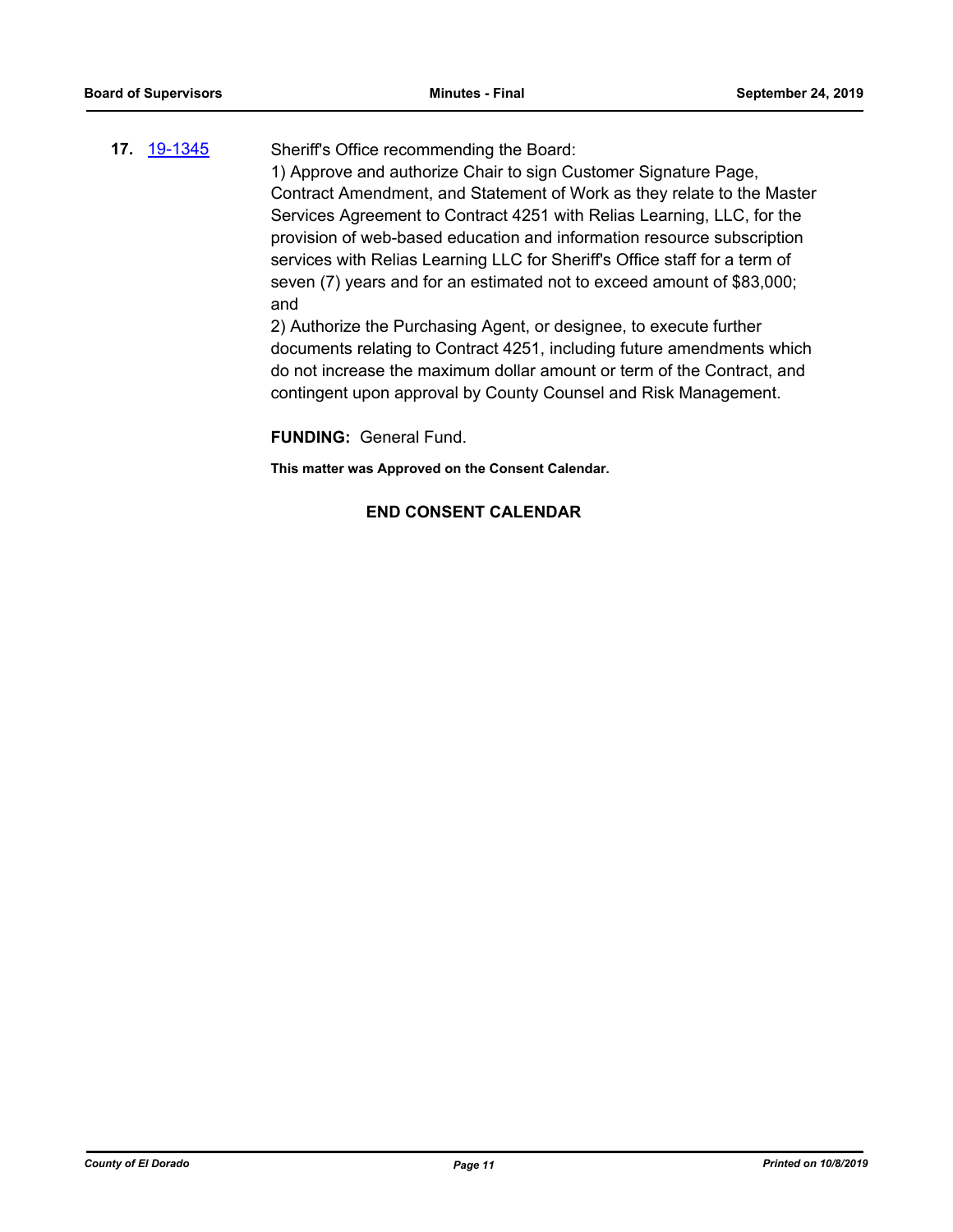**17.** [19-1345](19-1345)

Sheriff's Office recommending the Board:

1) Approve and authorize Chair to sign Customer Signature Page, Contract Amendment, and Statement of Work as they relate to the Master Services Agreement to Contract 4251 with Relias Learning, LLC, for the provision of web-based education and information resource subscription services with Relias Learning LLC for Sheriff's Office staff for a term of seven (7) years and for an estimated not to exceed amount of $83,000; and

2) Authorize the Purchasing Agent, or designee, to execute further documents relating to Contract 4251, including future amendments which do not increase the maximum dollar amount or term of the Contract, and contingent upon approval by County Counsel and Risk Management.

**FUNDING:** General Fund.

**This matter was Approved on the Consent Calendar.**

**END CONSENT CALENDAR**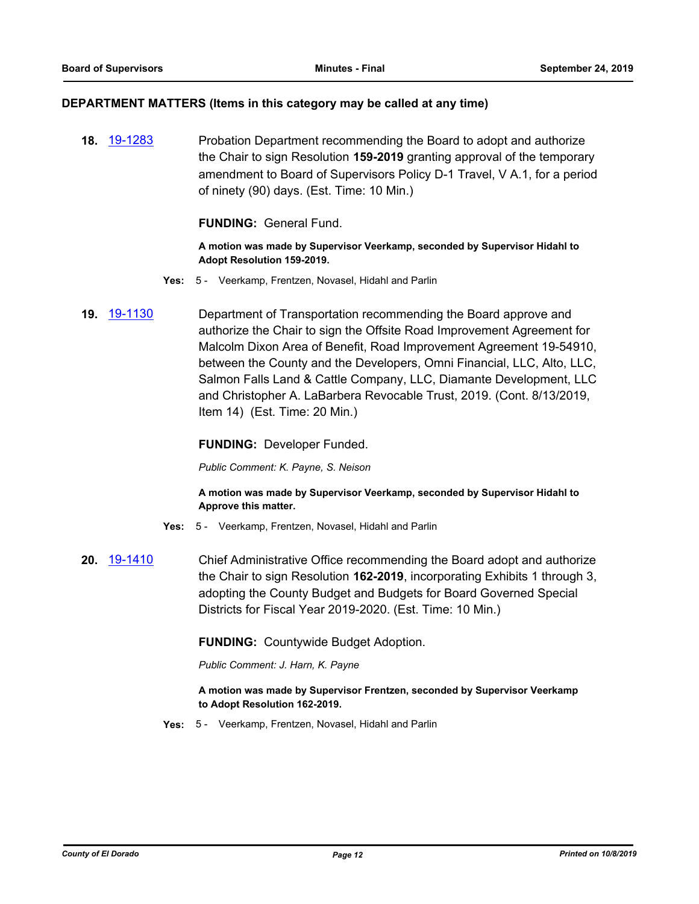## DEPARTMENT MATTERS (Items in this category may be called at any time)

**18.** [19-1283](19-1283) Probation Department recommending the Board to adopt and authorize the Chair to sign Resolution **159-2019** granting approval of the temporary amendment to Board of Supervisors Policy D-1 Travel, V A.1, for a period of ninety (90) days. (Est. Time: 10 Min.)

**FUNDING:** General Fund.

**A motion was made by Supervisor Veerkamp, seconded by Supervisor Hidahl to Adopt Resolution 159-2019.**

**Yes:** 5 - Veerkamp, Frentzen, Novasel, Hidahl and Parlin

**19.** [19-1130](19-1130) Department of Transportation recommending the Board approve and authorize the Chair to sign the Offsite Road Improvement Agreement for Malcolm Dixon Area of Benefit, Road Improvement Agreement 19-54910, between the County and the Developers, Omni Financial, LLC, Alto, LLC, Salmon Falls Land & Cattle Company, LLC, Diamante Development, LLC and Christopher A. LaBarbera Revocable Trust, 2019. (Cont. 8/13/2019, Item 14) (Est. Time: 20 Min.)

**FUNDING:** Developer Funded.

*Public Comment: K. Payne, S. Neison*

**A motion was made by Supervisor Veerkamp, seconded by Supervisor Hidahl to Approve this matter.**

**Yes:** 5 - Veerkamp, Frentzen, Novasel, Hidahl and Parlin

**20.** [19-1410](19-1410) Chief Administrative Office recommending the Board adopt and authorize the Chair to sign Resolution **162-2019**, incorporating Exhibits 1 through 3, adopting the County Budget and Budgets for Board Governed Special Districts for Fiscal Year 2019-2020. (Est. Time: 10 Min.)

**FUNDING:** Countywide Budget Adoption.

*Public Comment: J. Harn, K. Payne*

**A motion was made by Supervisor Frentzen, seconded by Supervisor Veerkamp to Adopt Resolution 162-2019.**

**Yes:** 5 - Veerkamp, Frentzen, Novasel, Hidahl and Parlin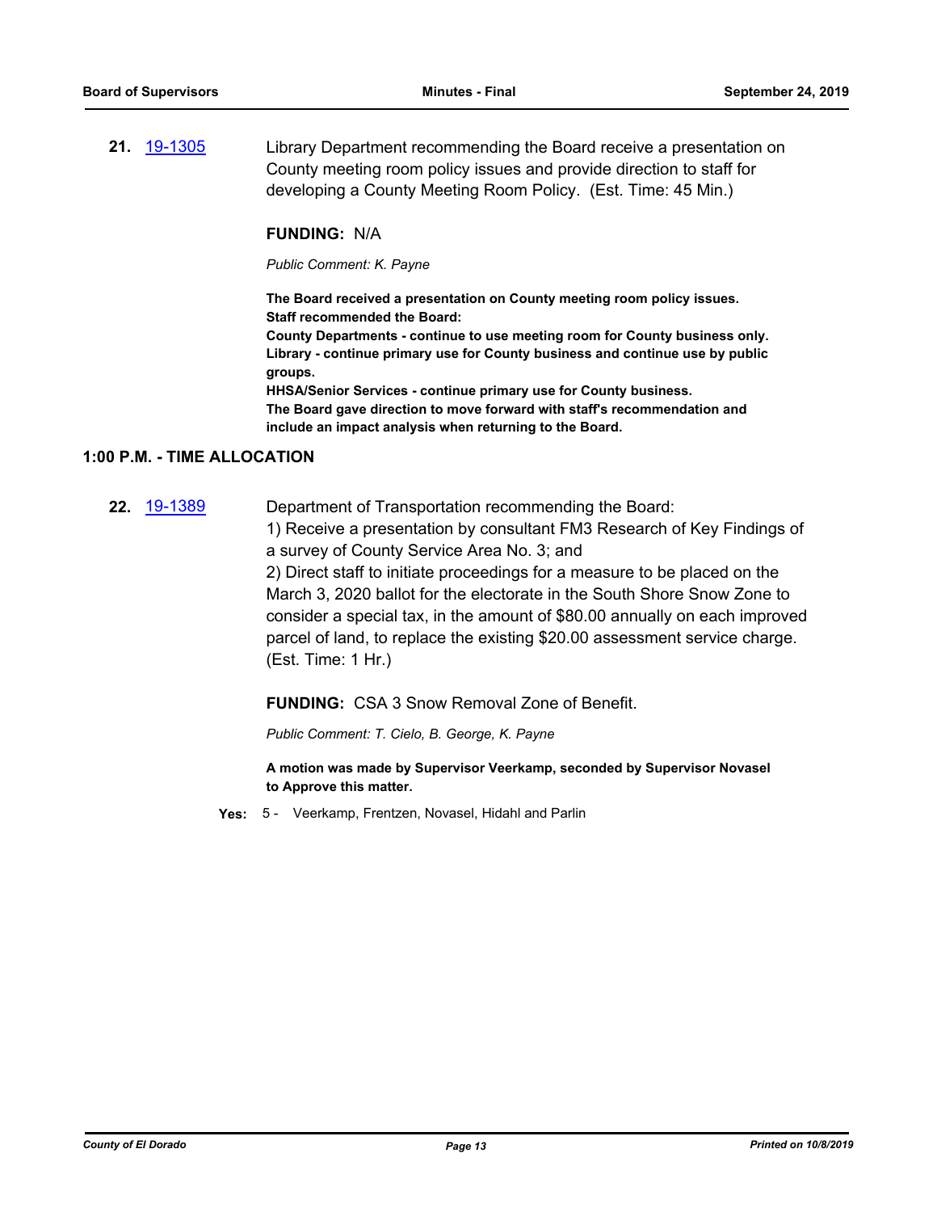**21.** 19-1305 Library Department recommending the Board receive a presentation on County meeting room policy issues and provide direction to staff for developing a County Meeting Room Policy. (Est. Time: 45 Min.)

**FUNDING:** N/A

*Public Comment: K. Payne*

**The Board received a presentation on County meeting room policy issues.**
**Staff recommended the Board:**
**County Departments - continue to use meeting room for County business only.**
**Library - continue primary use for County business and continue use by public groups.**
**HHSA/Senior Services - continue primary use for County business.**
**The Board gave direction to move forward with staff's recommendation and include an impact analysis when returning to the Board.**

## 1:00 P.M. - TIME ALLOCATION

**22.** 19-1389 Department of Transportation recommending the Board:
1) Receive a presentation by consultant FM3 Research of Key Findings of a survey of County Service Area No. 3; and
2) Direct staff to initiate proceedings for a measure to be placed on the March 3, 2020 ballot for the electorate in the South Shore Snow Zone to consider a special tax, in the amount of $80.00 annually on each improved parcel of land, to replace the existing $20.00 assessment service charge. (Est. Time: 1 Hr.)

**FUNDING:** CSA 3 Snow Removal Zone of Benefit.

*Public Comment: T. Cielo, B. George, K. Payne*

**A motion was made by Supervisor Veerkamp, seconded by Supervisor Novasel to Approve this matter.**

**Yes:** 5 - Veerkamp, Frentzen, Novasel, Hidahl and Parlin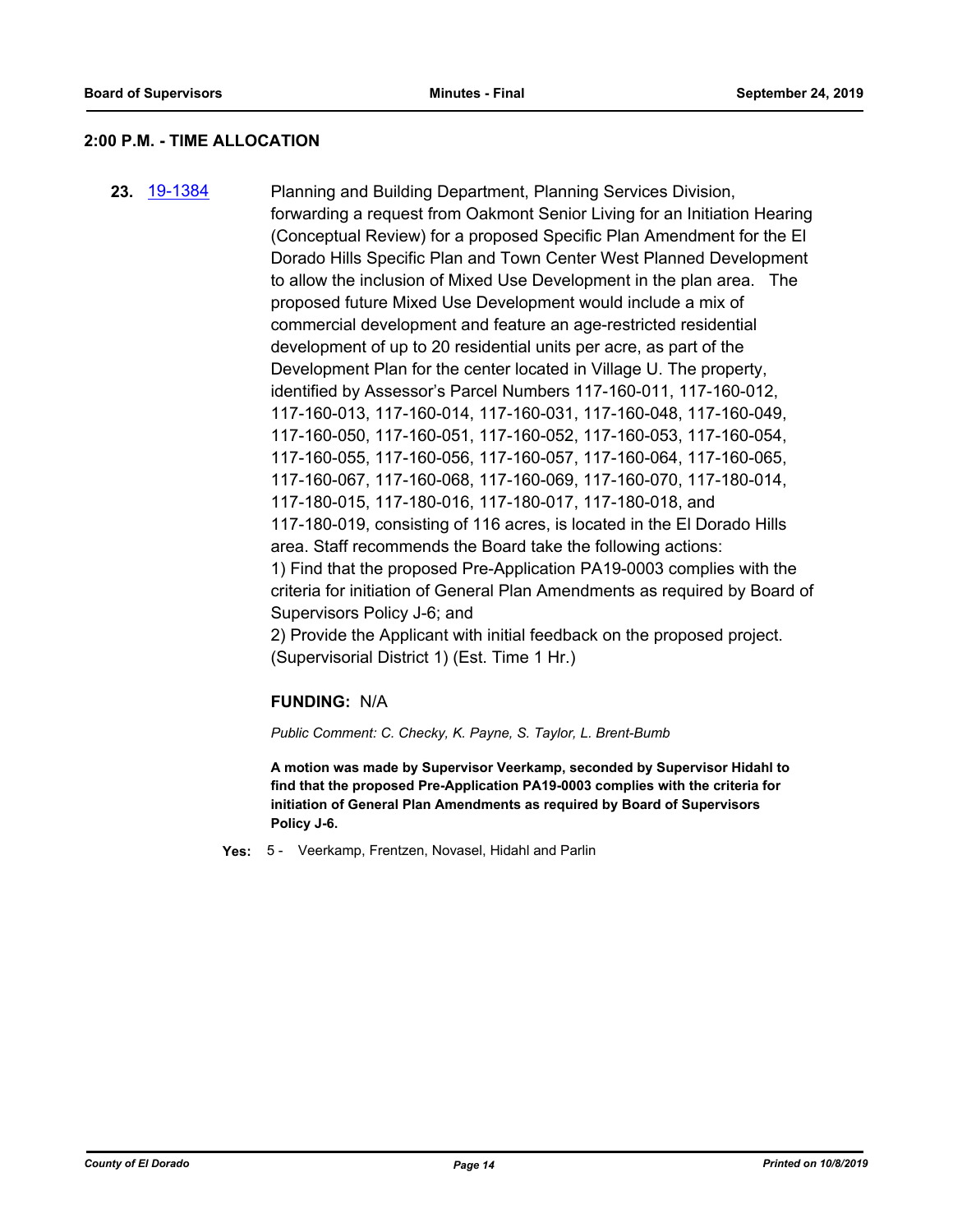## 2:00 P.M. - TIME ALLOCATION

**23.** [19-1384] Planning and Building Department, Planning Services Division, forwarding a request from Oakmont Senior Living for an Initiation Hearing (Conceptual Review) for a proposed Specific Plan Amendment for the El Dorado Hills Specific Plan and Town Center West Planned Development to allow the inclusion of Mixed Use Development in the plan area. The proposed future Mixed Use Development would include a mix of commercial development and feature an age-restricted residential development of up to 20 residential units per acre, as part of the Development Plan for the center located in Village U. The property, identified by Assessor's Parcel Numbers 117-160-011, 117-160-012, 117-160-013, 117-160-014, 117-160-031, 117-160-048, 117-160-049, 117-160-050, 117-160-051, 117-160-052, 117-160-053, 117-160-054, 117-160-055, 117-160-056, 117-160-057, 117-160-064, 117-160-065, 117-160-067, 117-160-068, 117-160-069, 117-160-070, 117-180-014, 117-180-015, 117-180-016, 117-180-017, 117-180-018, and 117-180-019, consisting of 116 acres, is located in the El Dorado Hills area. Staff recommends the Board take the following actions:

1) Find that the proposed Pre-Application PA19-0003 complies with the criteria for initiation of General Plan Amendments as required by Board of Supervisors Policy J-6; and

2) Provide the Applicant with initial feedback on the proposed project.

(Supervisorial District 1) (Est. Time 1 Hr.)

**FUNDING:** N/A

*Public Comment: C. Checky, K. Payne, S. Taylor, L. Brent-Bumb*

**A motion was made by Supervisor Veerkamp, seconded by Supervisor Hidahl to find that the proposed Pre-Application PA19-0003 complies with the criteria for initiation of General Plan Amendments as required by Board of Supervisors Policy J-6.**

**Yes:** 5 - Veerkamp, Frentzen, Novasel, Hidahl and Parlin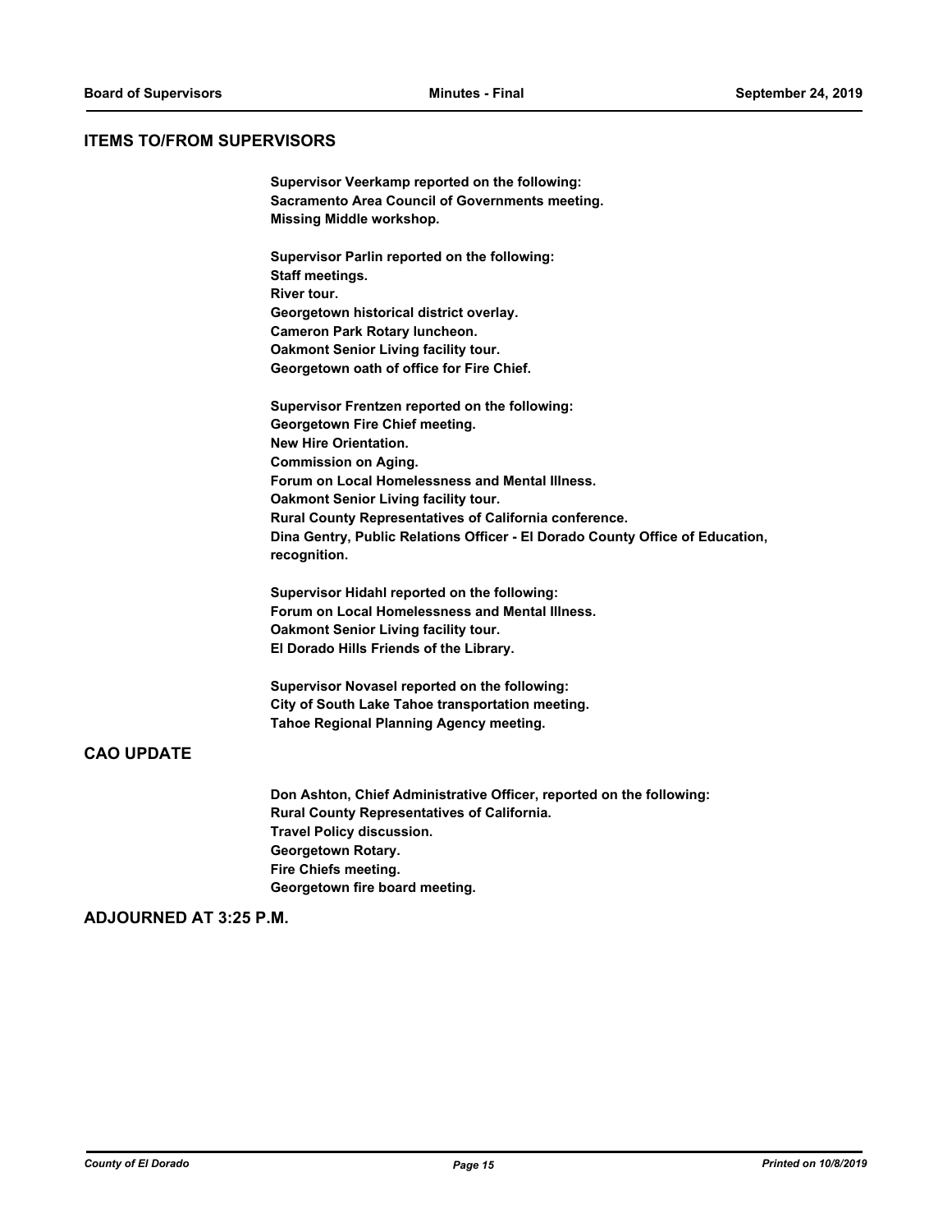## ITEMS TO/FROM SUPERVISORS

**Supervisor Veerkamp reported on the following:**
**Sacramento Area Council of Governments meeting.**
**Missing Middle workshop.**

**Supervisor Parlin reported on the following:**
**Staff meetings.**
**River tour.**
**Georgetown historical district overlay.**
**Cameron Park Rotary luncheon.**
**Oakmont Senior Living facility tour.**
**Georgetown oath of office for Fire Chief.**

**Supervisor Frentzen reported on the following:**
**Georgetown Fire Chief meeting.**
**New Hire Orientation.**
**Commission on Aging.**
**Forum on Local Homelessness and Mental Illness.**
**Oakmont Senior Living facility tour.**
**Rural County Representatives of California conference.**
**Dina Gentry, Public Relations Officer - El Dorado County Office of Education, recognition.**

**Supervisor Hidahl reported on the following:**
**Forum on Local Homelessness and Mental Illness.**
**Oakmont Senior Living facility tour.**
**El Dorado Hills Friends of the Library.**

**Supervisor Novasel reported on the following:**
**City of South Lake Tahoe transportation meeting.**
**Tahoe Regional Planning Agency meeting.**

## CAO UPDATE

**Don Ashton, Chief Administrative Officer, reported on the following:**
**Rural County Representatives of California.**
**Travel Policy discussion.**
**Georgetown Rotary.**
**Fire Chiefs meeting.**
**Georgetown fire board meeting.**

## ADJOURNED AT 3:25 P.M.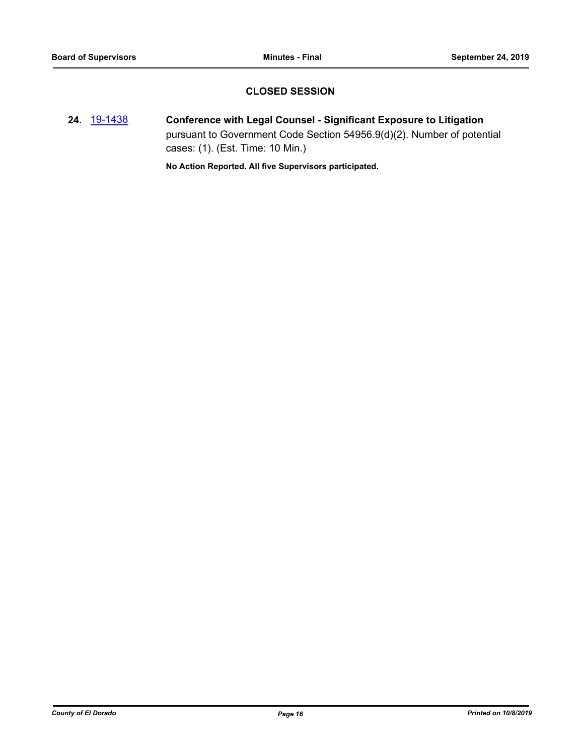## CLOSED SESSION

**24.** 19-1438 **Conference with Legal Counsel - Significant Exposure to Litigation** pursuant to Government Code Section 54956.9(d)(2). Number of potential cases: (1). (Est. Time: 10 Min.)

**No Action Reported. All five Supervisors participated.**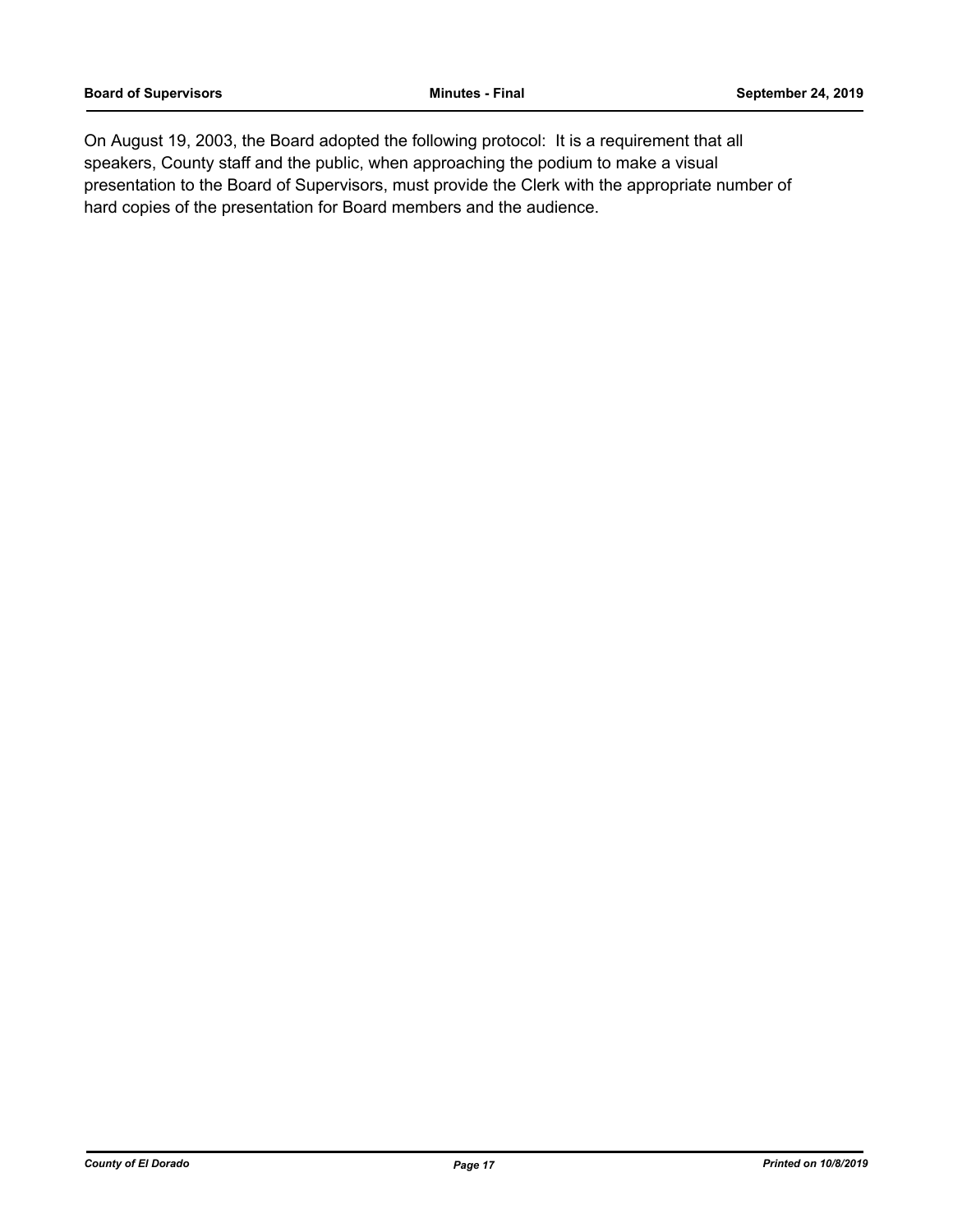On August 19, 2003, the Board adopted the following protocol: It is a requirement that all speakers, County staff and the public, when approaching the podium to make a visual presentation to the Board of Supervisors, must provide the Clerk with the appropriate number of hard copies of the presentation for Board members and the audience.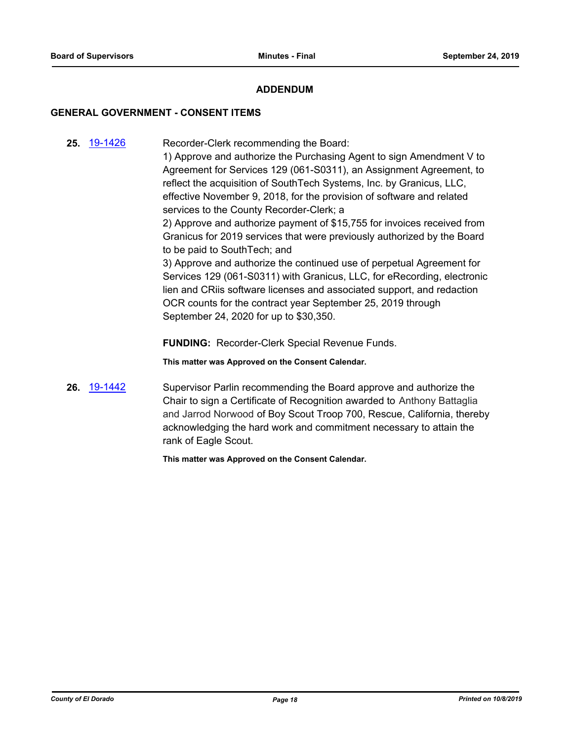## ADDENDUM

### GENERAL GOVERNMENT - CONSENT ITEMS

**25.** 19-1426

Recorder-Clerk recommending the Board:
1) Approve and authorize the Purchasing Agent to sign Amendment V to Agreement for Services 129 (061-S0311), an Assignment Agreement, to reflect the acquisition of SouthTech Systems, Inc. by Granicus, LLC, effective November 9, 2018, for the provision of software and related services to the County Recorder-Clerk; a
2) Approve and authorize payment of $15,755 for invoices received from Granicus for 2019 services that were previously authorized by the Board to be paid to SouthTech; and
3) Approve and authorize the continued use of perpetual Agreement for Services 129 (061-S0311) with Granicus, LLC, for eRecording, electronic lien and CRiis software licenses and associated support, and redaction OCR counts for the contract year September 25, 2019 through September 24, 2020 for up to $30,350.

**FUNDING:** Recorder-Clerk Special Revenue Funds.

**This matter was Approved on the Consent Calendar.**

**26.** 19-1442

Supervisor Parlin recommending the Board approve and authorize the Chair to sign a Certificate of Recognition awarded to Anthony Battaglia and Jarrod Norwood of Boy Scout Troop 700, Rescue, California, thereby acknowledging the hard work and commitment necessary to attain the rank of Eagle Scout.

**This matter was Approved on the Consent Calendar.**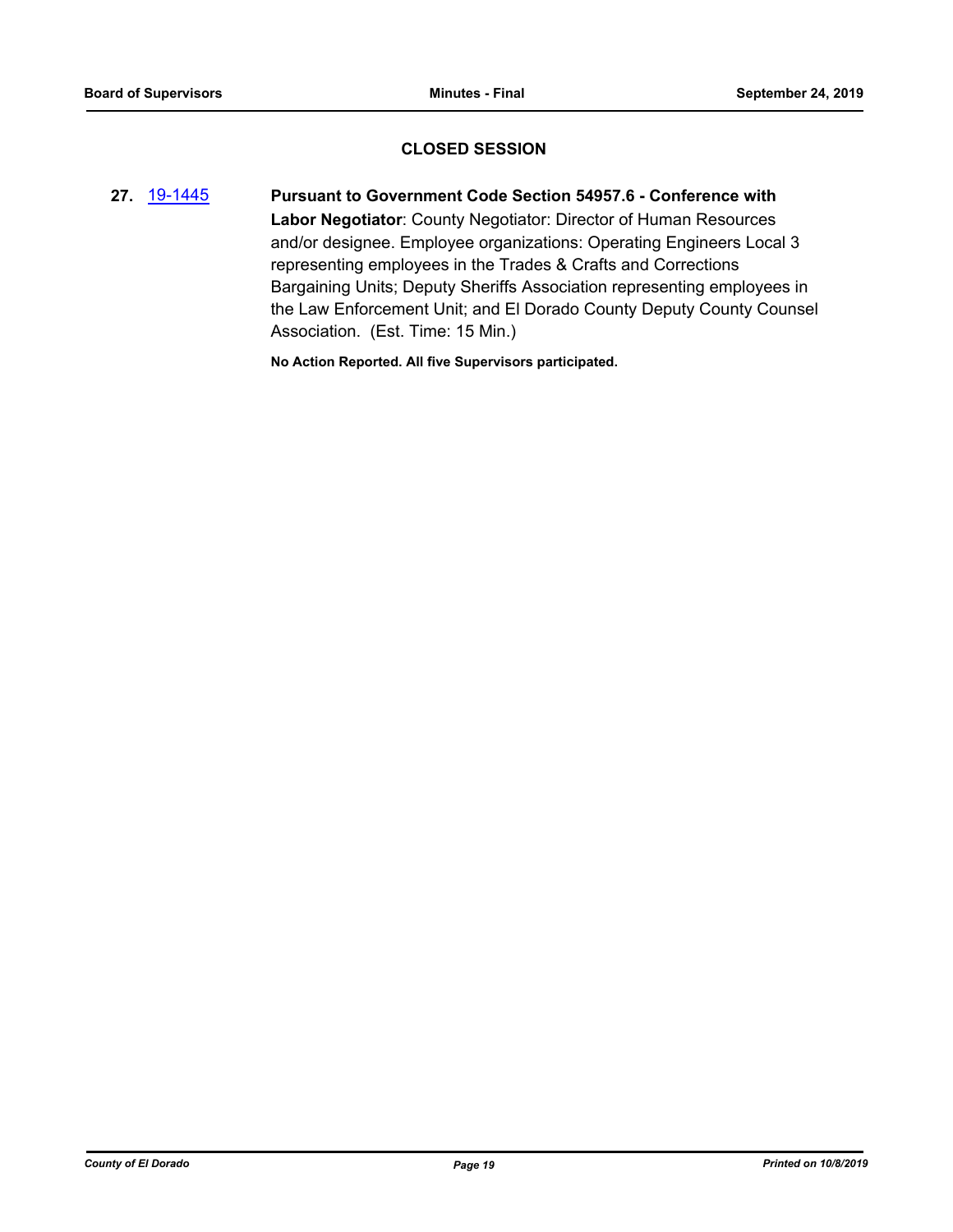## CLOSED SESSION

**27.** 19-1445 **Pursuant to Government Code Section 54957.6 - Conference with Labor Negotiator**: County Negotiator: Director of Human Resources and/or designee. Employee organizations: Operating Engineers Local 3 representing employees in the Trades & Crafts and Corrections Bargaining Units; Deputy Sheriffs Association representing employees in the Law Enforcement Unit; and El Dorado County Deputy County Counsel Association. (Est. Time: 15 Min.)

**No Action Reported. All five Supervisors participated.**